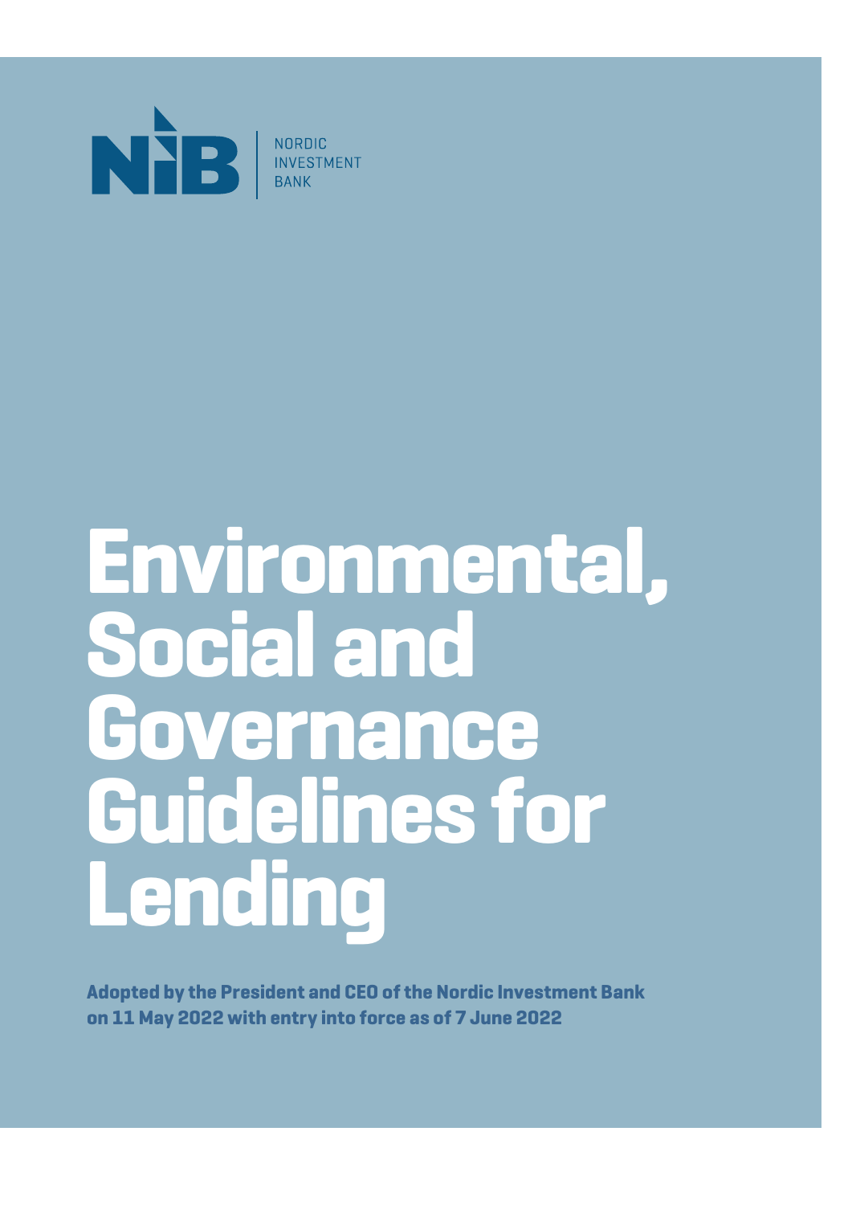NORDIC INVESTMENT BANK

# Environmental, Social and Governance Guidelines for Lending

**Adopted by the President and CEO of the Nordic Investment Bank on 11 May 2022 with entry into force as of 7 June 2022**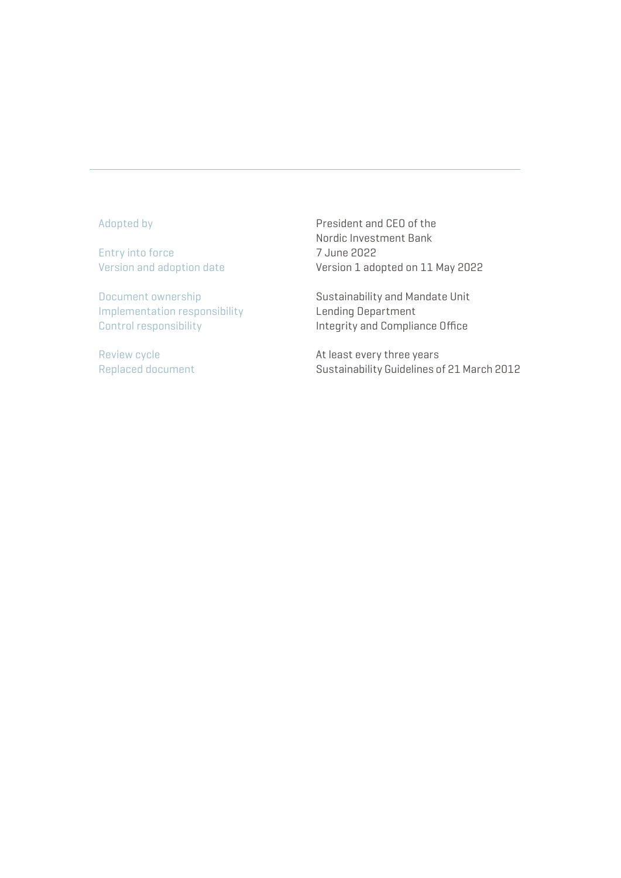---

| | |
|---|---|
| Adopted by | President and CEO of the Nordic Investment Bank |
| Entry into force | 7 June 2022 |
| Version and adoption date | Version 1 adopted on 11 May 2022 |
| Document ownership | Sustainability and Mandate Unit |
| Implementation responsibility | Lending Department |
| Control responsibility | Integrity and Compliance Office |
| Review cycle | At least every three years |
| Replaced document | Sustainability Guidelines of 21 March 2012 |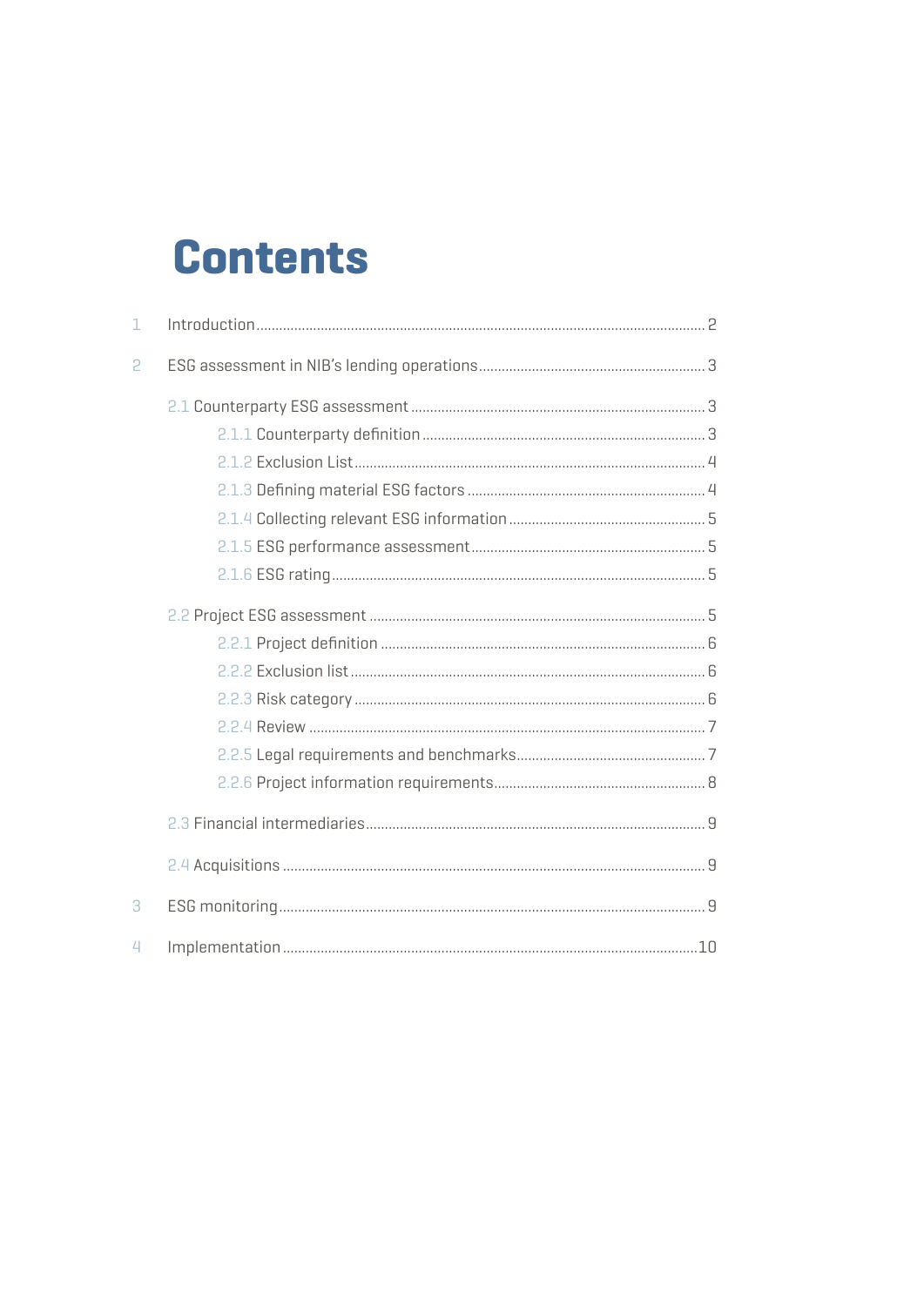# Contents

1 Introduction ..... 2

2 ESG assessment in NIB's lending operations ..... 3

- 2.1 Counterparty ESG assessment ..... 3
  - 2.1.1 Counterparty definition ..... 3
  - 2.1.2 Exclusion List ..... 4
  - 2.1.3 Defining material ESG factors ..... 4
  - 2.1.4 Collecting relevant ESG information ..... 5
  - 2.1.5 ESG performance assessment ..... 5
  - 2.1.6 ESG rating ..... 5
- 2.2 Project ESG assessment ..... 5
  - 2.2.1 Project definition ..... 6
  - 2.2.2 Exclusion list ..... 6
  - 2.2.3 Risk category ..... 6
  - 2.2.4 Review ..... 7
  - 2.2.5 Legal requirements and benchmarks ..... 7
  - 2.2.6 Project information requirements ..... 8
- 2.3 Financial intermediaries ..... 9
- 2.4 Acquisitions ..... 9

3 ESG monitoring ..... 9

4 Implementation ..... 10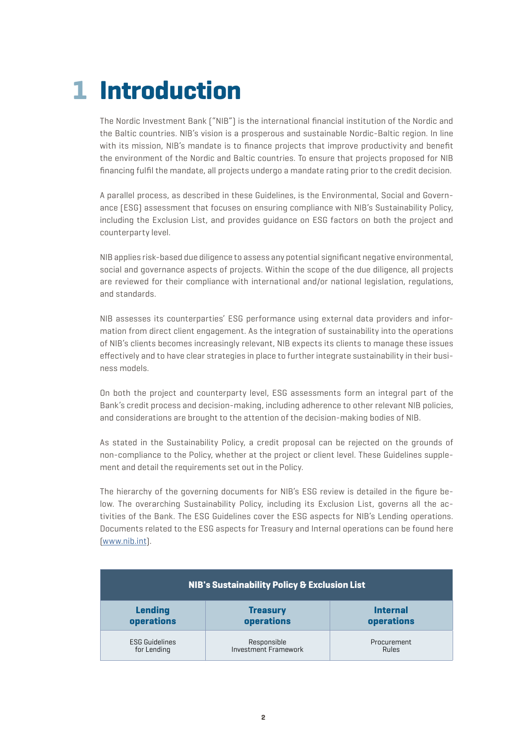# 1 Introduction

The Nordic Investment Bank ("NIB") is the international financial institution of the Nordic and the Baltic countries. NIB's vision is a prosperous and sustainable Nordic-Baltic region. In line with its mission, NIB's mandate is to finance projects that improve productivity and benefit the environment of the Nordic and Baltic countries. To ensure that projects proposed for NIB financing fulfil the mandate, all projects undergo a mandate rating prior to the credit decision.

A parallel process, as described in these Guidelines, is the Environmental, Social and Governance (ESG) assessment that focuses on ensuring compliance with NIB's Sustainability Policy, including the Exclusion List, and provides guidance on ESG factors on both the project and counterparty level.

NIB applies risk-based due diligence to assess any potential significant negative environmental, social and governance aspects of projects. Within the scope of the due diligence, all projects are reviewed for their compliance with international and/or national legislation, regulations, and standards.

NIB assesses its counterparties' ESG performance using external data providers and information from direct client engagement. As the integration of sustainability into the operations of NIB's clients becomes increasingly relevant, NIB expects its clients to manage these issues effectively and to have clear strategies in place to further integrate sustainability in their business models.

On both the project and counterparty level, ESG assessments form an integral part of the Bank's credit process and decision-making, including adherence to other relevant NIB policies, and considerations are brought to the attention of the decision-making bodies of NIB.

As stated in the Sustainability Policy, a credit proposal can be rejected on the grounds of non-compliance to the Policy, whether at the project or client level. These Guidelines supplement and detail the requirements set out in the Policy.

The hierarchy of the governing documents for NIB's ESG review is detailed in the figure below. The overarching Sustainability Policy, including its Exclusion List, governs all the activities of the Bank. The ESG Guidelines cover the ESG aspects for NIB's Lending operations. Documents related to the ESG aspects for Treasury and Internal operations can be found here (www.nib.int).

| NIB's Sustainability Policy & Exclusion List | | |
|---|---|---|
| **Lending operations** | **Treasury operations** | **Internal operations** |
| ESG Guidelines for Lending | Responsible Investment Framework | Procurement Rules |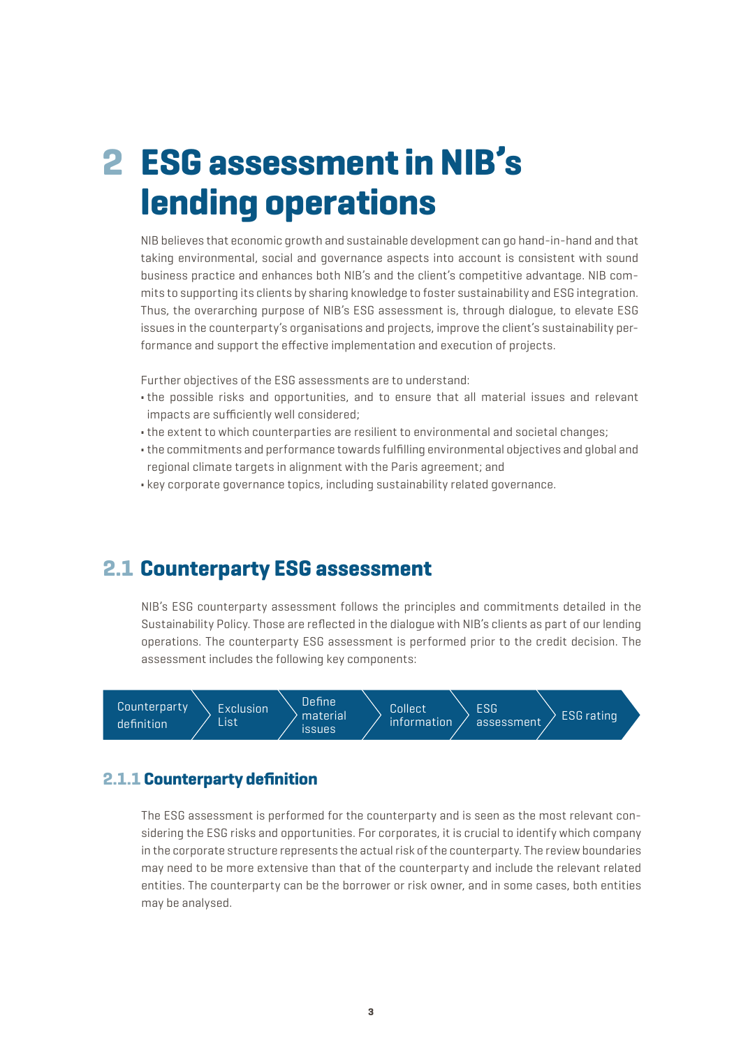# 2 ESG assessment in NIB's lending operations

NIB believes that economic growth and sustainable development can go hand-in-hand and that taking environmental, social and governance aspects into account is consistent with sound business practice and enhances both NIB's and the client's competitive advantage. NIB commits to supporting its clients by sharing knowledge to foster sustainability and ESG integration. Thus, the overarching purpose of NIB's ESG assessment is, through dialogue, to elevate ESG issues in the counterparty's organisations and projects, improve the client's sustainability performance and support the effective implementation and execution of projects.

Further objectives of the ESG assessments are to understand:

- the possible risks and opportunities, and to ensure that all material issues and relevant impacts are sufficiently well considered;
- the extent to which counterparties are resilient to environmental and societal changes;
- the commitments and performance towards fulfilling environmental objectives and global and regional climate targets in alignment with the Paris agreement; and
- key corporate governance topics, including sustainability related governance.

## 2.1 Counterparty ESG assessment

NIB's ESG counterparty assessment follows the principles and commitments detailed in the Sustainability Policy. Those are reflected in the dialogue with NIB's clients as part of our lending operations. The counterparty ESG assessment is performed prior to the credit decision. The assessment includes the following key components:

Counterparty definition → Exclusion List → Define material issues → Collect information → ESG assessment → ESG rating

### 2.1.1 Counterparty definition

The ESG assessment is performed for the counterparty and is seen as the most relevant considering the ESG risks and opportunities. For corporates, it is crucial to identify which company in the corporate structure represents the actual risk of the counterparty. The review boundaries may need to be more extensive than that of the counterparty and include the relevant related entities. The counterparty can be the borrower or risk owner, and in some cases, both entities may be analysed.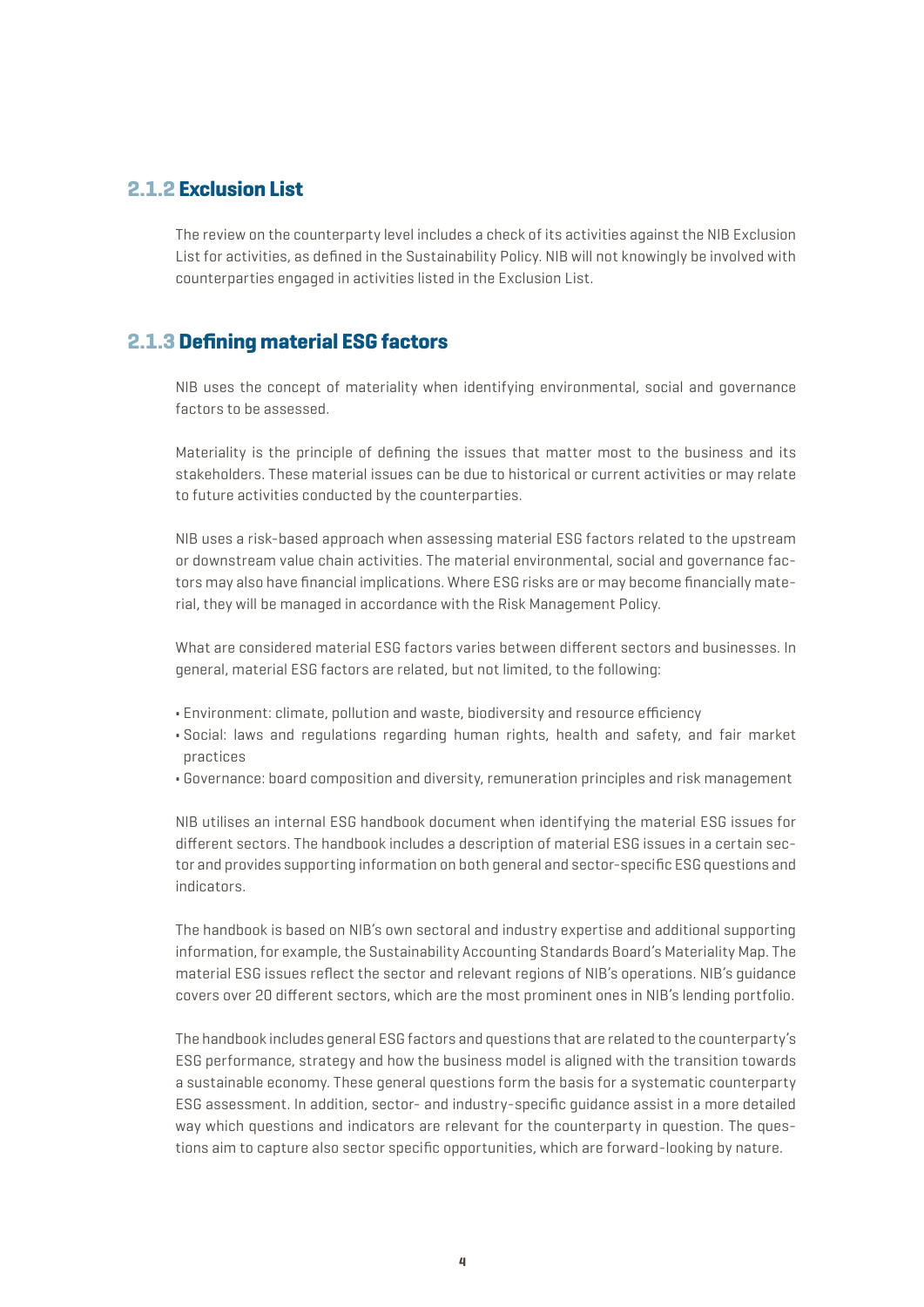### 2.1.2 Exclusion List

The review on the counterparty level includes a check of its activities against the NIB Exclusion List for activities, as defined in the Sustainability Policy. NIB will not knowingly be involved with counterparties engaged in activities listed in the Exclusion List.

### 2.1.3 Defining material ESG factors

NIB uses the concept of materiality when identifying environmental, social and governance factors to be assessed.

Materiality is the principle of defining the issues that matter most to the business and its stakeholders. These material issues can be due to historical or current activities or may relate to future activities conducted by the counterparties.

NIB uses a risk-based approach when assessing material ESG factors related to the upstream or downstream value chain activities. The material environmental, social and governance factors may also have financial implications. Where ESG risks are or may become financially material, they will be managed in accordance with the Risk Management Policy.

What are considered material ESG factors varies between different sectors and businesses. In general, material ESG factors are related, but not limited, to the following:

- Environment: climate, pollution and waste, biodiversity and resource efficiency
- Social: laws and regulations regarding human rights, health and safety, and fair market practices
- Governance: board composition and diversity, remuneration principles and risk management

NIB utilises an internal ESG handbook document when identifying the material ESG issues for different sectors. The handbook includes a description of material ESG issues in a certain sector and provides supporting information on both general and sector-specific ESG questions and indicators.

The handbook is based on NIB's own sectoral and industry expertise and additional supporting information, for example, the Sustainability Accounting Standards Board's Materiality Map. The material ESG issues reflect the sector and relevant regions of NIB's operations. NIB's guidance covers over 20 different sectors, which are the most prominent ones in NIB's lending portfolio.

The handbook includes general ESG factors and questions that are related to the counterparty's ESG performance, strategy and how the business model is aligned with the transition towards a sustainable economy. These general questions form the basis for a systematic counterparty ESG assessment. In addition, sector- and industry-specific guidance assist in a more detailed way which questions and indicators are relevant for the counterparty in question. The questions aim to capture also sector specific opportunities, which are forward-looking by nature.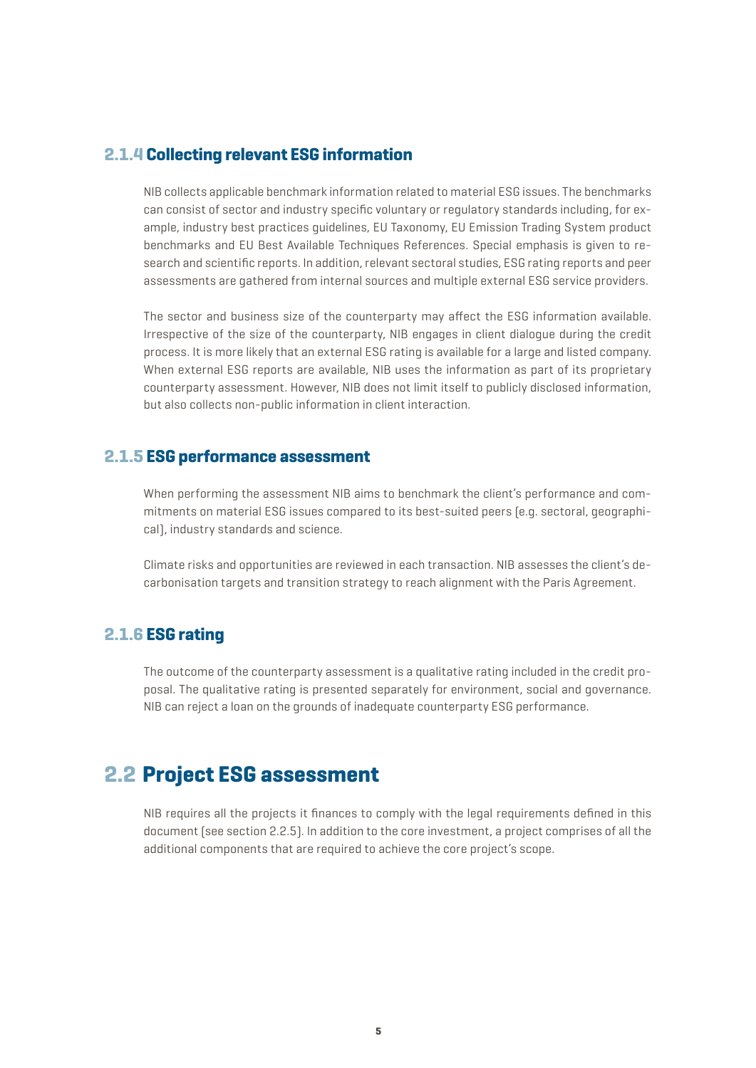### 2.1.4 Collecting relevant ESG information

NIB collects applicable benchmark information related to material ESG issues. The benchmarks can consist of sector and industry specific voluntary or regulatory standards including, for example, industry best practices guidelines, EU Taxonomy, EU Emission Trading System product benchmarks and EU Best Available Techniques References. Special emphasis is given to research and scientific reports. In addition, relevant sectoral studies, ESG rating reports and peer assessments are gathered from internal sources and multiple external ESG service providers.

The sector and business size of the counterparty may affect the ESG information available. Irrespective of the size of the counterparty, NIB engages in client dialogue during the credit process. It is more likely that an external ESG rating is available for a large and listed company. When external ESG reports are available, NIB uses the information as part of its proprietary counterparty assessment. However, NIB does not limit itself to publicly disclosed information, but also collects non-public information in client interaction.

### 2.1.5 ESG performance assessment

When performing the assessment NIB aims to benchmark the client's performance and commitments on material ESG issues compared to its best-suited peers (e.g. sectoral, geographical), industry standards and science.

Climate risks and opportunities are reviewed in each transaction. NIB assesses the client's decarbonisation targets and transition strategy to reach alignment with the Paris Agreement.

### 2.1.6 ESG rating

The outcome of the counterparty assessment is a qualitative rating included in the credit proposal. The qualitative rating is presented separately for environment, social and governance. NIB can reject a loan on the grounds of inadequate counterparty ESG performance.

## 2.2 Project ESG assessment

NIB requires all the projects it finances to comply with the legal requirements defined in this document (see section 2.2.5). In addition to the core investment, a project comprises of all the additional components that are required to achieve the core project's scope.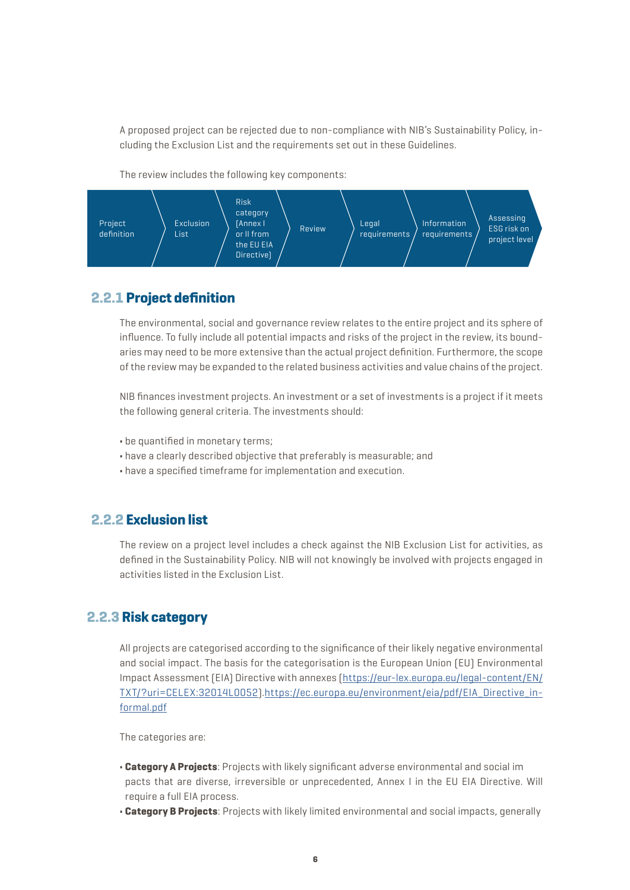A proposed project can be rejected due to non-compliance with NIB's Sustainability Policy, including the Exclusion List and the requirements set out in these Guidelines.

The review includes the following key components:

Project definition → Exclusion List → Risk category (Annex I or II from the EU EIA Directive) → Review → Legal requirements → Information requirements → Assessing ESG risk on project level

## 2.2.1 Project definition

The environmental, social and governance review relates to the entire project and its sphere of influence. To fully include all potential impacts and risks of the project in the review, its boundaries may need to be more extensive than the actual project definition. Furthermore, the scope of the review may be expanded to the related business activities and value chains of the project.

NIB finances investment projects. An investment or a set of investments is a project if it meets the following general criteria. The investments should:

- be quantified in monetary terms;
- have a clearly described objective that preferably is measurable; and
- have a specified timeframe for implementation and execution.

## 2.2.2 Exclusion list

The review on a project level includes a check against the NIB Exclusion List for activities, as defined in the Sustainability Policy. NIB will not knowingly be involved with projects engaged in activities listed in the Exclusion List.

## 2.2.3 Risk category

All projects are categorised according to the significance of their likely negative environmental and social impact. The basis for the categorisation is the European Union (EU) Environmental Impact Assessment (EIA) Directive with annexes (https://eur-lex.europa.eu/legal-content/EN/TXT/?uri=CELEX:32014L0052).https://ec.europa.eu/environment/eia/pdf/EIA_Directive_informal.pdf

The categories are:

- **Category A Projects**: Projects with likely significant adverse environmental and social impacts that are diverse, irreversible or unprecedented, Annex I in the EU EIA Directive. Will require a full EIA process.
- **Category B Projects**: Projects with likely limited environmental and social impacts, generally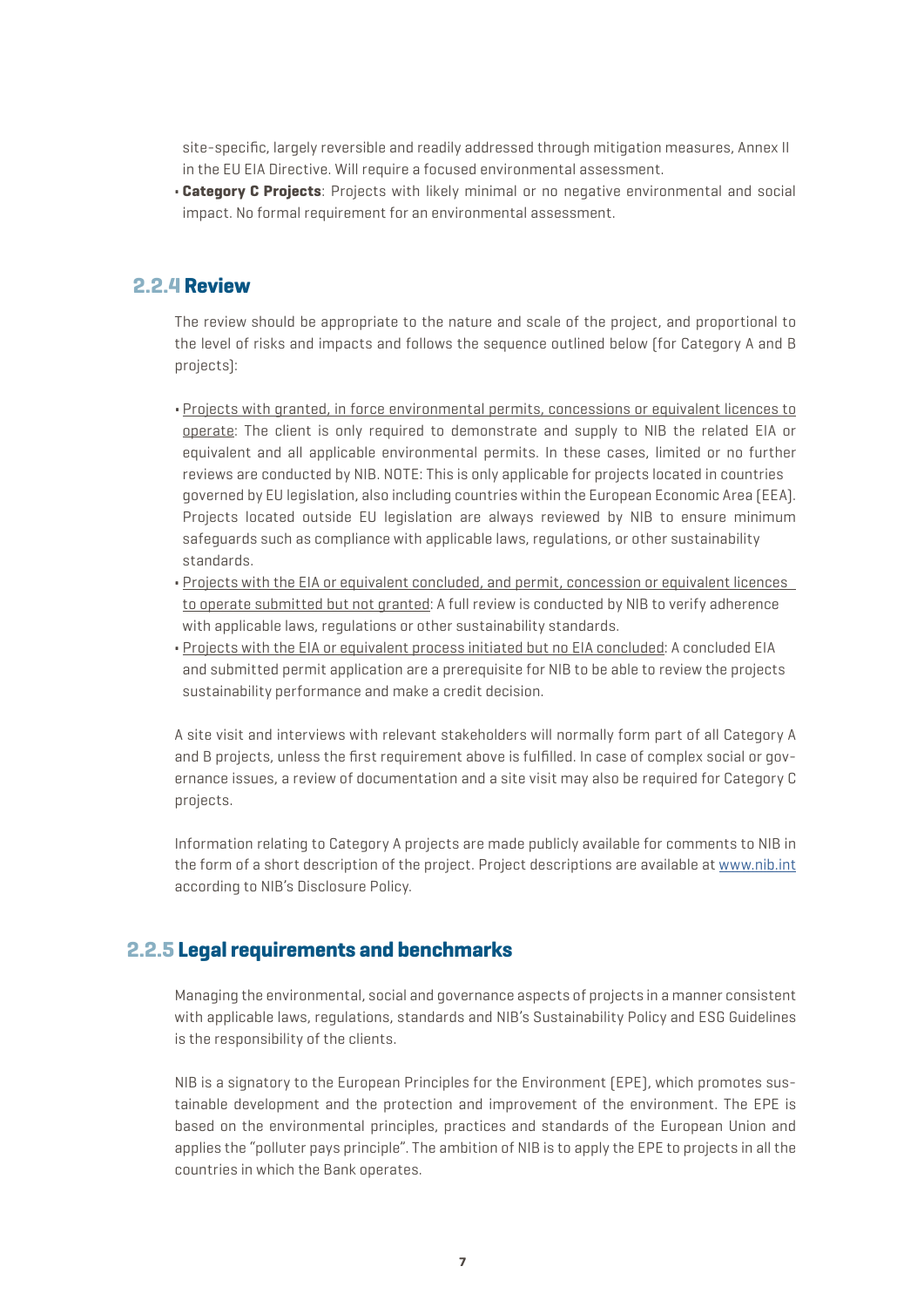site-specific, largely reversible and readily addressed through mitigation measures, Annex II in the EU EIA Directive. Will require a focused environmental assessment.

- **Category C Projects**: Projects with likely minimal or no negative environmental and social impact. No formal requirement for an environmental assessment.

### 2.2.4 Review

The review should be appropriate to the nature and scale of the project, and proportional to the level of risks and impacts and follows the sequence outlined below (for Category A and B projects):

- Projects with granted, in force environmental permits, concessions or equivalent licences to operate: The client is only required to demonstrate and supply to NIB the related EIA or equivalent and all applicable environmental permits. In these cases, limited or no further reviews are conducted by NIB. NOTE: This is only applicable for projects located in countries governed by EU legislation, also including countries within the European Economic Area (EEA). Projects located outside EU legislation are always reviewed by NIB to ensure minimum safeguards such as compliance with applicable laws, regulations, or other sustainability standards.
- Projects with the EIA or equivalent concluded, and permit, concession or equivalent licences to operate submitted but not granted: A full review is conducted by NIB to verify adherence with applicable laws, regulations or other sustainability standards.
- Projects with the EIA or equivalent process initiated but no EIA concluded: A concluded EIA and submitted permit application are a prerequisite for NIB to be able to review the projects sustainability performance and make a credit decision.

A site visit and interviews with relevant stakeholders will normally form part of all Category A and B projects, unless the first requirement above is fulfilled. In case of complex social or governance issues, a review of documentation and a site visit may also be required for Category C projects.

Information relating to Category A projects are made publicly available for comments to NIB in the form of a short description of the project. Project descriptions are available at www.nib.int according to NIB's Disclosure Policy.

### 2.2.5 Legal requirements and benchmarks

Managing the environmental, social and governance aspects of projects in a manner consistent with applicable laws, regulations, standards and NIB's Sustainability Policy and ESG Guidelines is the responsibility of the clients.

NIB is a signatory to the European Principles for the Environment (EPE), which promotes sustainable development and the protection and improvement of the environment. The EPE is based on the environmental principles, practices and standards of the European Union and applies the "polluter pays principle". The ambition of NIB is to apply the EPE to projects in all the countries in which the Bank operates.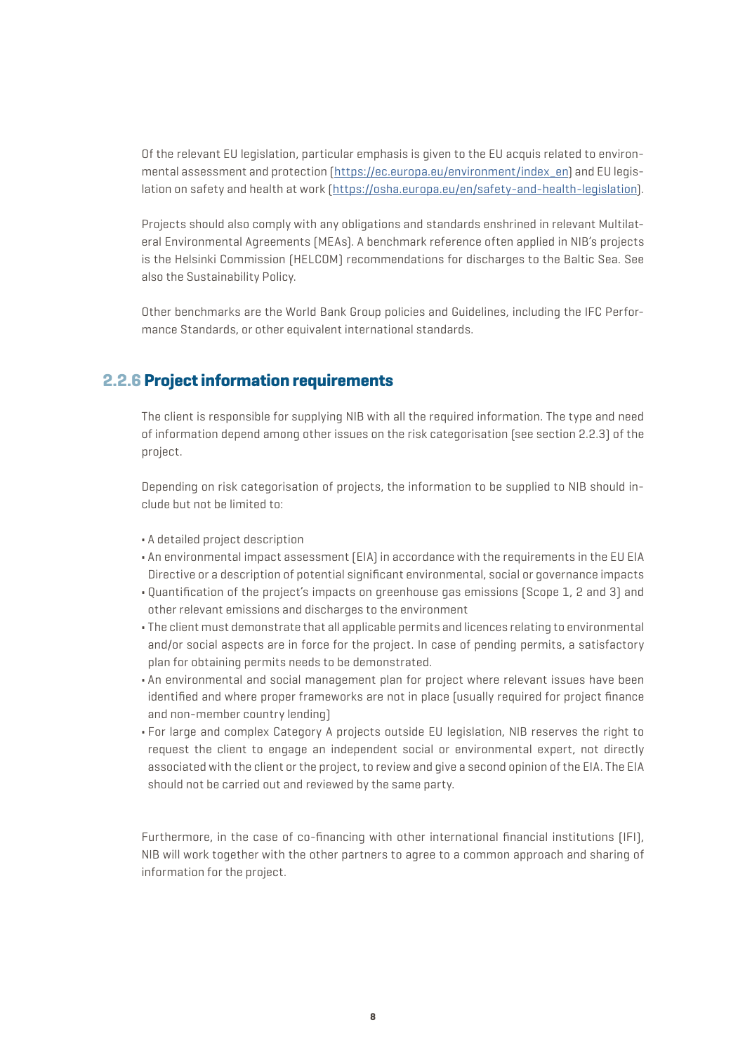Of the relevant EU legislation, particular emphasis is given to the EU acquis related to environmental assessment and protection (https://ec.europa.eu/environment/index_en) and EU legislation on safety and health at work (https://osha.europa.eu/en/safety-and-health-legislation).

Projects should also comply with any obligations and standards enshrined in relevant Multilateral Environmental Agreements (MEAs). A benchmark reference often applied in NIB's projects is the Helsinki Commission (HELCOM) recommendations for discharges to the Baltic Sea. See also the Sustainability Policy.

Other benchmarks are the World Bank Group policies and Guidelines, including the IFC Performance Standards, or other equivalent international standards.

### 2.2.6 Project information requirements

The client is responsible for supplying NIB with all the required information. The type and need of information depend among other issues on the risk categorisation (see section 2.2.3) of the project.

Depending on risk categorisation of projects, the information to be supplied to NIB should include but not be limited to:

- A detailed project description
- An environmental impact assessment (EIA) in accordance with the requirements in the EU EIA Directive or a description of potential significant environmental, social or governance impacts
- Quantification of the project's impacts on greenhouse gas emissions (Scope 1, 2 and 3) and other relevant emissions and discharges to the environment
- The client must demonstrate that all applicable permits and licences relating to environmental and/or social aspects are in force for the project. In case of pending permits, a satisfactory plan for obtaining permits needs to be demonstrated.
- An environmental and social management plan for project where relevant issues have been identified and where proper frameworks are not in place (usually required for project finance and non-member country lending)
- For large and complex Category A projects outside EU legislation, NIB reserves the right to request the client to engage an independent social or environmental expert, not directly associated with the client or the project, to review and give a second opinion of the EIA. The EIA should not be carried out and reviewed by the same party.

Furthermore, in the case of co-financing with other international financial institutions (IFI), NIB will work together with the other partners to agree to a common approach and sharing of information for the project.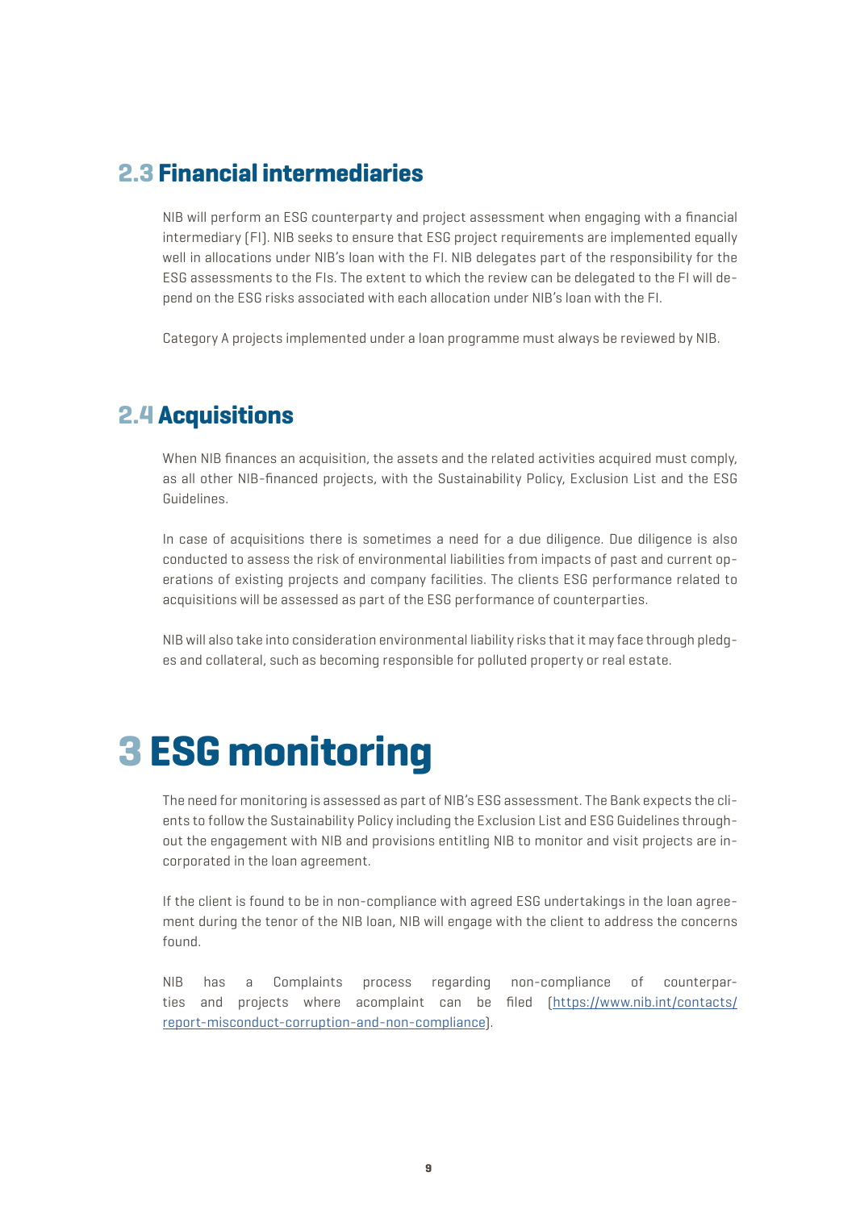## 2.3 Financial intermediaries

NIB will perform an ESG counterparty and project assessment when engaging with a financial intermediary (FI). NIB seeks to ensure that ESG project requirements are implemented equally well in allocations under NIB's loan with the FI. NIB delegates part of the responsibility for the ESG assessments to the FIs. The extent to which the review can be delegated to the FI will depend on the ESG risks associated with each allocation under NIB's loan with the FI.

Category A projects implemented under a loan programme must always be reviewed by NIB.

## 2.4 Acquisitions

When NIB finances an acquisition, the assets and the related activities acquired must comply, as all other NIB-financed projects, with the Sustainability Policy, Exclusion List and the ESG Guidelines.

In case of acquisitions there is sometimes a need for a due diligence. Due diligence is also conducted to assess the risk of environmental liabilities from impacts of past and current operations of existing projects and company facilities. The clients ESG performance related to acquisitions will be assessed as part of the ESG performance of counterparties.

NIB will also take into consideration environmental liability risks that it may face through pledges and collateral, such as becoming responsible for polluted property or real estate.

# 3 ESG monitoring

The need for monitoring is assessed as part of NIB's ESG assessment. The Bank expects the clients to follow the Sustainability Policy including the Exclusion List and ESG Guidelines throughout the engagement with NIB and provisions entitling NIB to monitor and visit projects are incorporated in the loan agreement.

If the client is found to be in non-compliance with agreed ESG undertakings in the loan agreement during the tenor of the NIB loan, NIB will engage with the client to address the concerns found.

NIB has a Complaints process regarding non-compliance of counterparties and projects where acomplaint can be filed (https://www.nib.int/contacts/report-misconduct-corruption-and-non-compliance).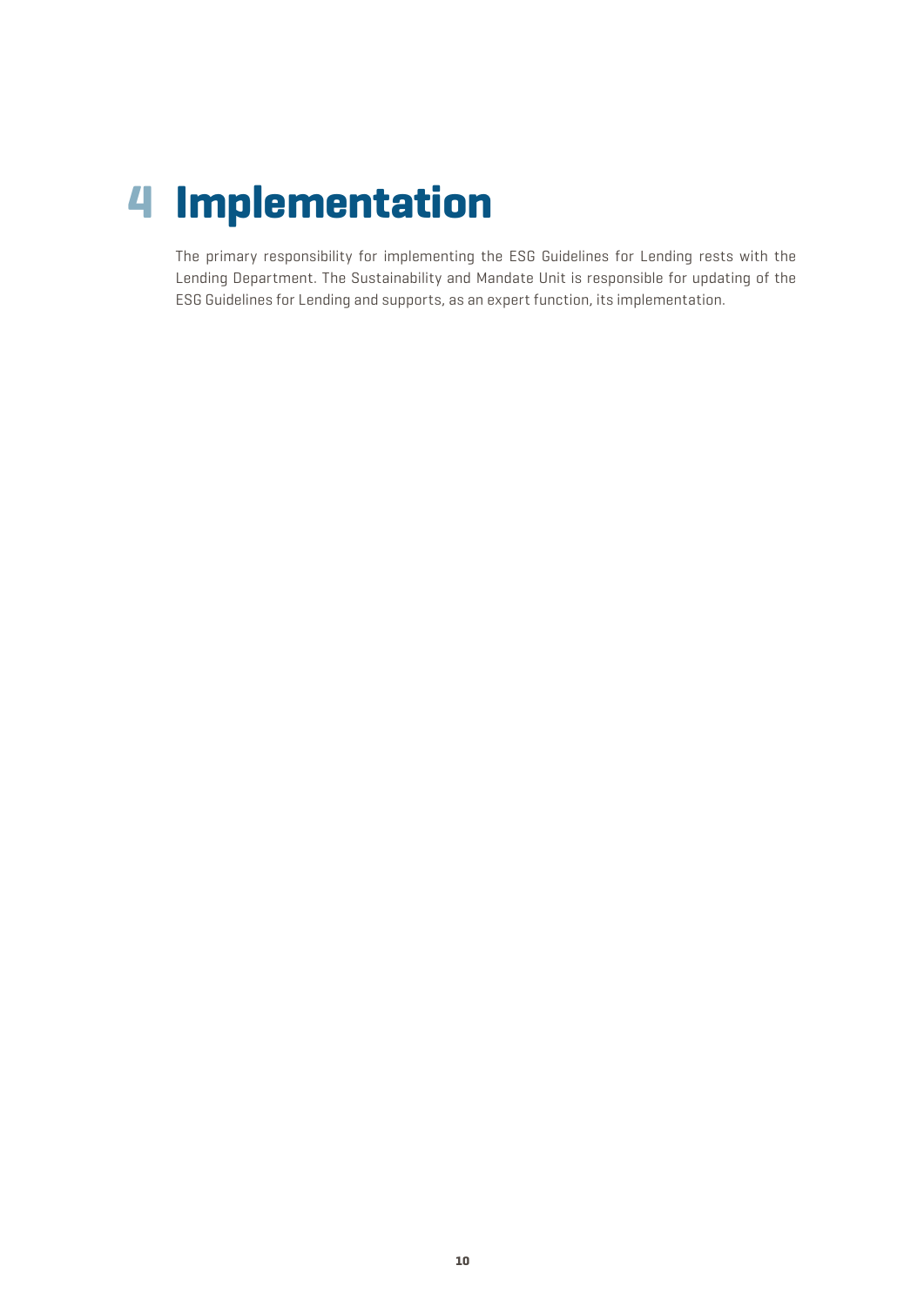# 4 Implementation

The primary responsibility for implementing the ESG Guidelines for Lending rests with the Lending Department. The Sustainability and Mandate Unit is responsible for updating of the ESG Guidelines for Lending and supports, as an expert function, its implementation.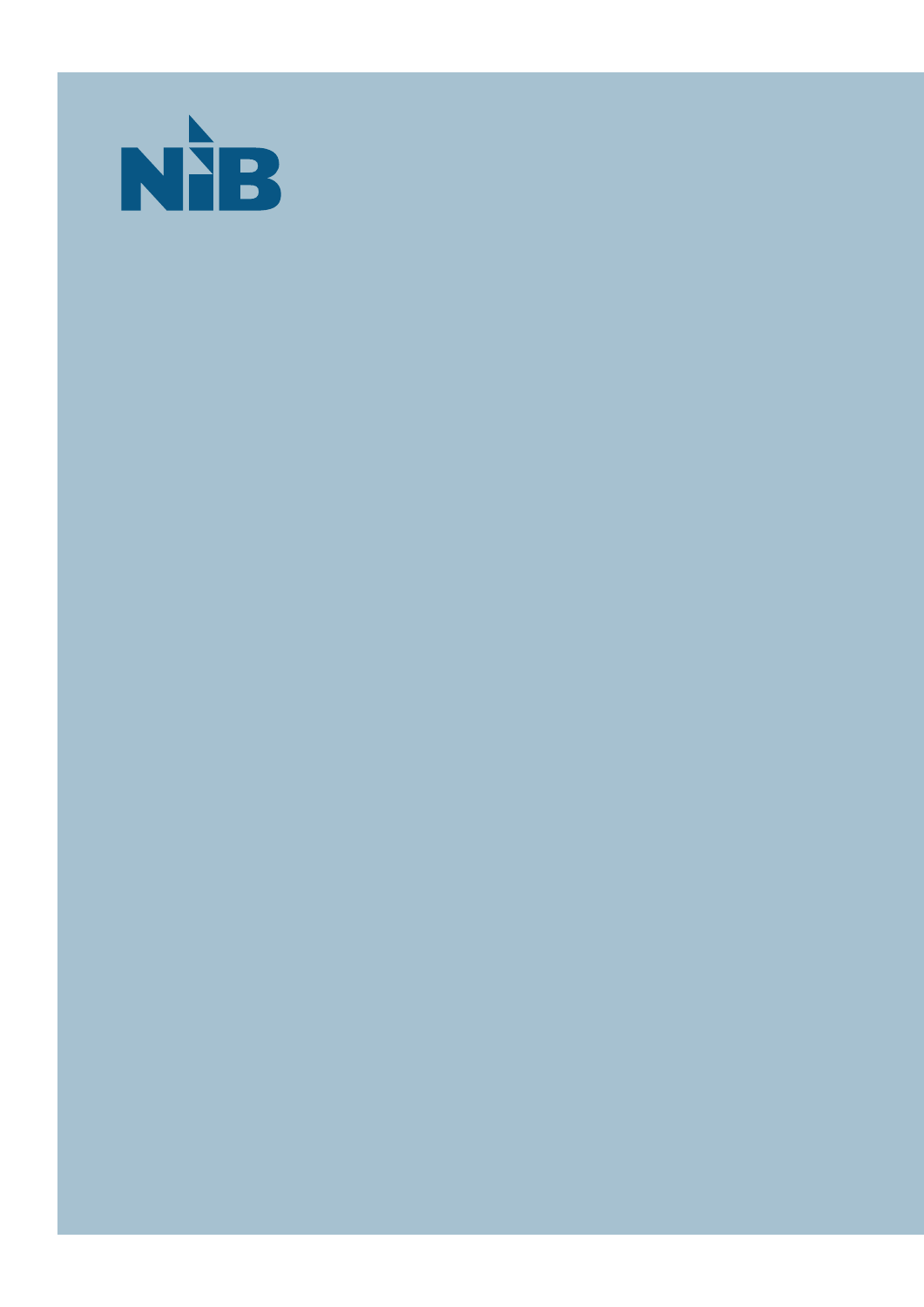NIB